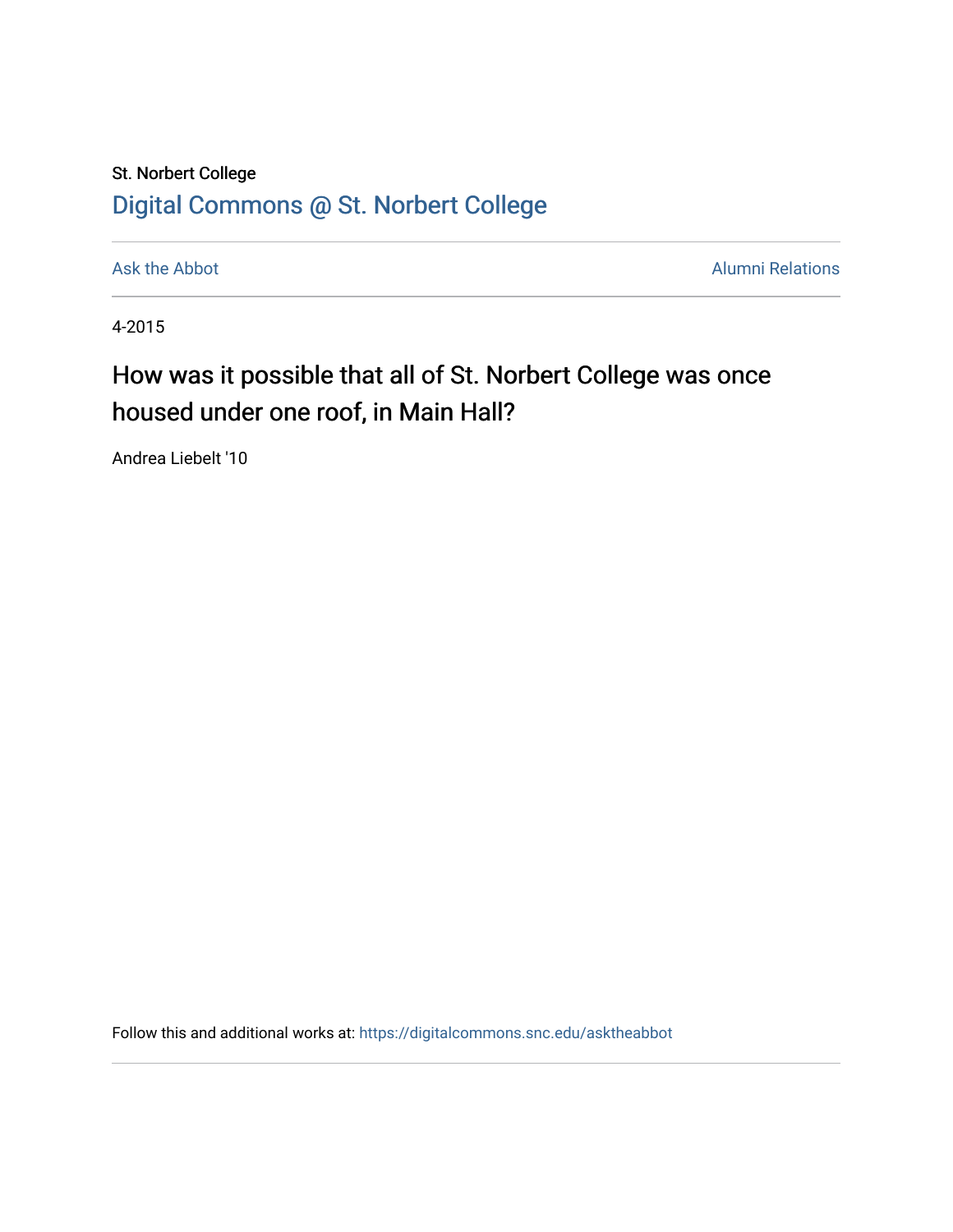St. Norbert College

# Digital Commons @ St. Norbert College

Ask the Abbot | Alumni Relations

4-2015

## How was it possible that all of St. Norbert College was once housed under one roof, in Main Hall?

Andrea Liebelt '10

Follow this and additional works at: https://digitalcommons.snc.edu/asktheabbot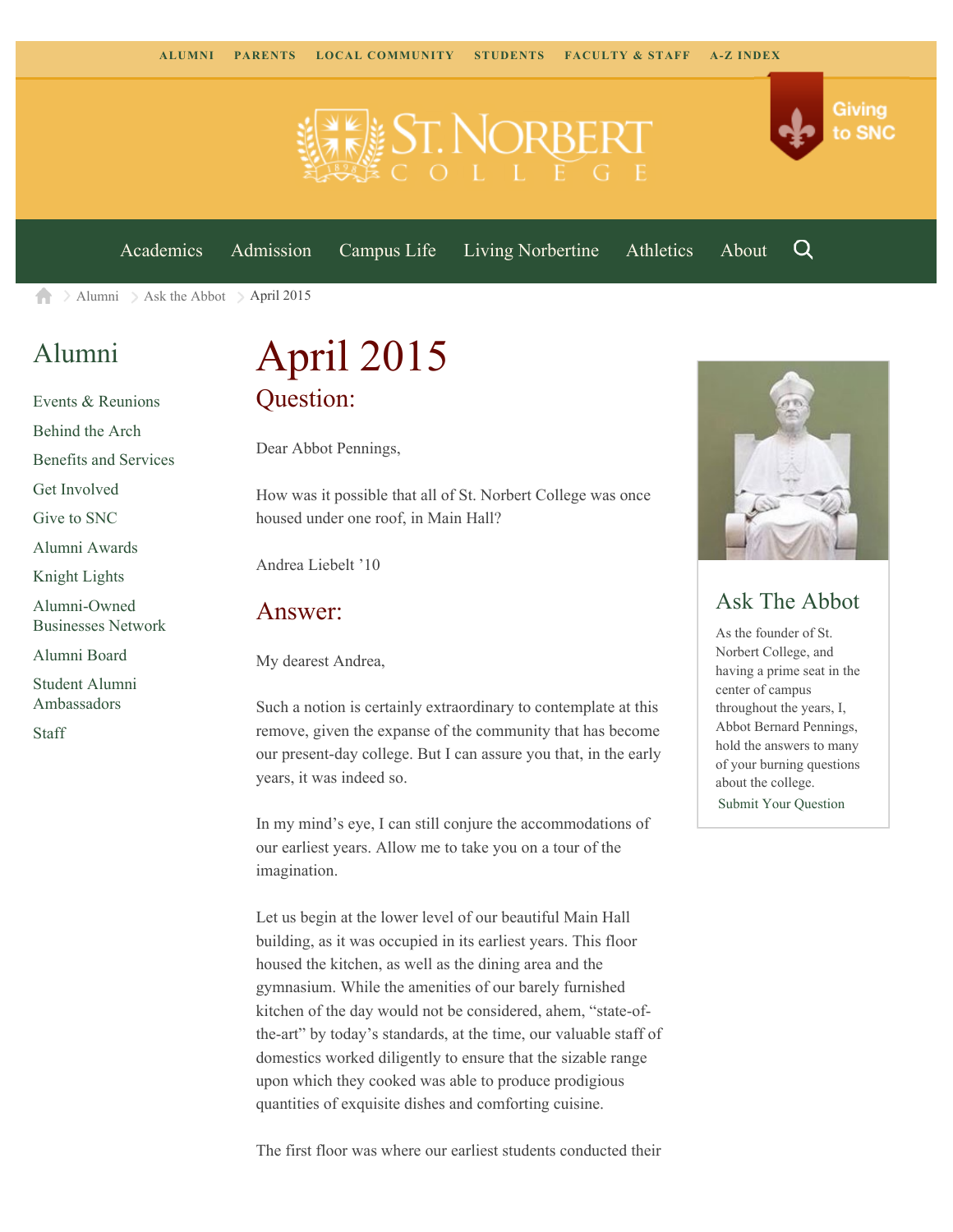ALUMNI PARENTS LOCAL COMMUNITY STUDENTS FACULTY & STAFF A-Z INDEX

Giving to SNC

Academics Admission Campus Life Living Norbertine Athletics About

Alumni > Ask the Abbot > April 2015

## Alumni

- Events & Reunions
- Behind the Arch
- Benefits and Services
- Get Involved
- Give to SNC
- Alumni Awards
- Knight Lights
- Alumni-Owned Businesses Network
- Alumni Board
- Student Alumni Ambassadors
- Staff

# April 2015

## Question:

Dear Abbot Pennings,

How was it possible that all of St. Norbert College was once housed under one roof, in Main Hall?

Andrea Liebelt '10

## Answer:

My dearest Andrea,

Such a notion is certainly extraordinary to contemplate at this remove, given the expanse of the community that has become our present-day college. But I can assure you that, in the early years, it was indeed so.

In my mind's eye, I can still conjure the accommodations of our earliest years. Allow me to take you on a tour of the imagination.

Let us begin at the lower level of our beautiful Main Hall building, as it was occupied in its earliest years. This floor housed the kitchen, as well as the dining area and the gymnasium. While the amenities of our barely furnished kitchen of the day would not be considered, ahem, "state-of-the-art" by today's standards, at the time, our valuable staff of domestics worked diligently to ensure that the sizable range upon which they cooked was able to produce prodigious quantities of exquisite dishes and comforting cuisine.

The first floor was where our earliest students conducted their

## Ask The Abbot

As the founder of St. Norbert College, and having a prime seat in the center of campus throughout the years, I, Abbot Bernard Pennings, hold the answers to many of your burning questions about the college.

Submit Your Question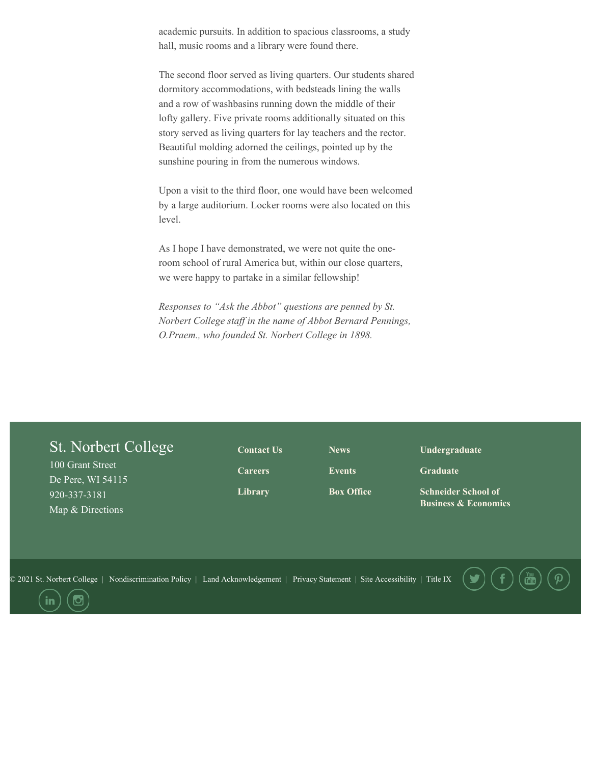academic pursuits. In addition to spacious classrooms, a study hall, music rooms and a library were found there.

The second floor served as living quarters. Our students shared dormitory accommodations, with bedsteads lining the walls and a row of washbasins running down the middle of their lofty gallery. Five private rooms additionally situated on this story served as living quarters for lay teachers and the rector. Beautiful molding adorned the ceilings, pointed up by the sunshine pouring in from the numerous windows.

Upon a visit to the third floor, one would have been welcomed by a large auditorium. Locker rooms were also located on this level.

As I hope I have demonstrated, we were not quite the one-room school of rural America but, within our close quarters, we were happy to partake in a similar fellowship!

*Responses to "Ask the Abbot" questions are penned by St. Norbert College staff in the name of Abbot Bernard Pennings, O.Praem., who founded St. Norbert College in 1898.*

St. Norbert College
100 Grant Street
De Pere, WI 54115
920-337-3181
Map & Directions

**Contact Us**
**Careers**
**Library**
**News**
**Events**
**Box Office**
**Undergraduate**
**Graduate**
**Schneider School of Business & Economics**

© 2021 St. Norbert College | Nondiscrimination Policy | Land Acknowledgement | Privacy Statement | Site Accessibility | Title IX